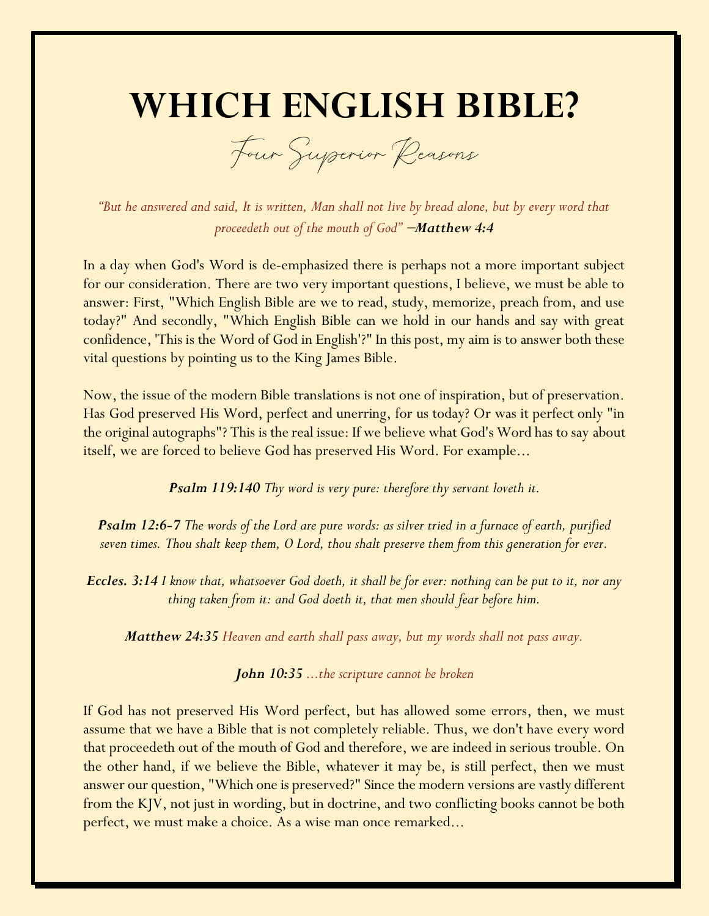# WHICH ENGLISH BIBLE?

*Four Superior Reasons*

*"But he answered and said, It is written, Man shall not live by bread alone, but by every word that proceedeth out of the mouth of God"* —***Matthew 4:4***

In a day when God's Word is de-emphasized there is perhaps not a more important subject for our consideration. There are two very important questions, I believe, we must be able to answer: First, "Which English Bible are we to read, study, memorize, preach from, and use today?" And secondly, "Which English Bible can we hold in our hands and say with great confidence, 'This is the Word of God in English'?" In this post, my aim is to answer both these vital questions by pointing us to the King James Bible.

Now, the issue of the modern Bible translations is not one of inspiration, but of preservation. Has God preserved His Word, perfect and unerring, for us today? Or was it perfect only "in the original autographs"? This is the real issue: If we believe what God's Word has to say about itself, we are forced to believe God has preserved His Word. For example...

***Psalm 119:140*** *Thy word is very pure: therefore thy servant loveth it.*

***Psalm 12:6-7*** *The words of the Lord are pure words: as silver tried in a furnace of earth, purified seven times. Thou shalt keep them, O Lord, thou shalt preserve them from this generation for ever.*

***Eccles. 3:14*** *I know that, whatsoever God doeth, it shall be for ever: nothing can be put to it, nor any thing taken from it: and God doeth it, that men should fear before him.*

***Matthew 24:35*** *Heaven and earth shall pass away, but my words shall not pass away.*

***John 10:35*** *...the scripture cannot be broken*

If God has not preserved His Word perfect, but has allowed some errors, then, we must assume that we have a Bible that is not completely reliable. Thus, we don't have every word that proceedeth out of the mouth of God and therefore, we are indeed in serious trouble. On the other hand, if we believe the Bible, whatever it may be, is still perfect, then we must answer our question, "Which one is preserved?" Since the modern versions are vastly different from the KJV, not just in wording, but in doctrine, and two conflicting books cannot be both perfect, we must make a choice. As a wise man once remarked...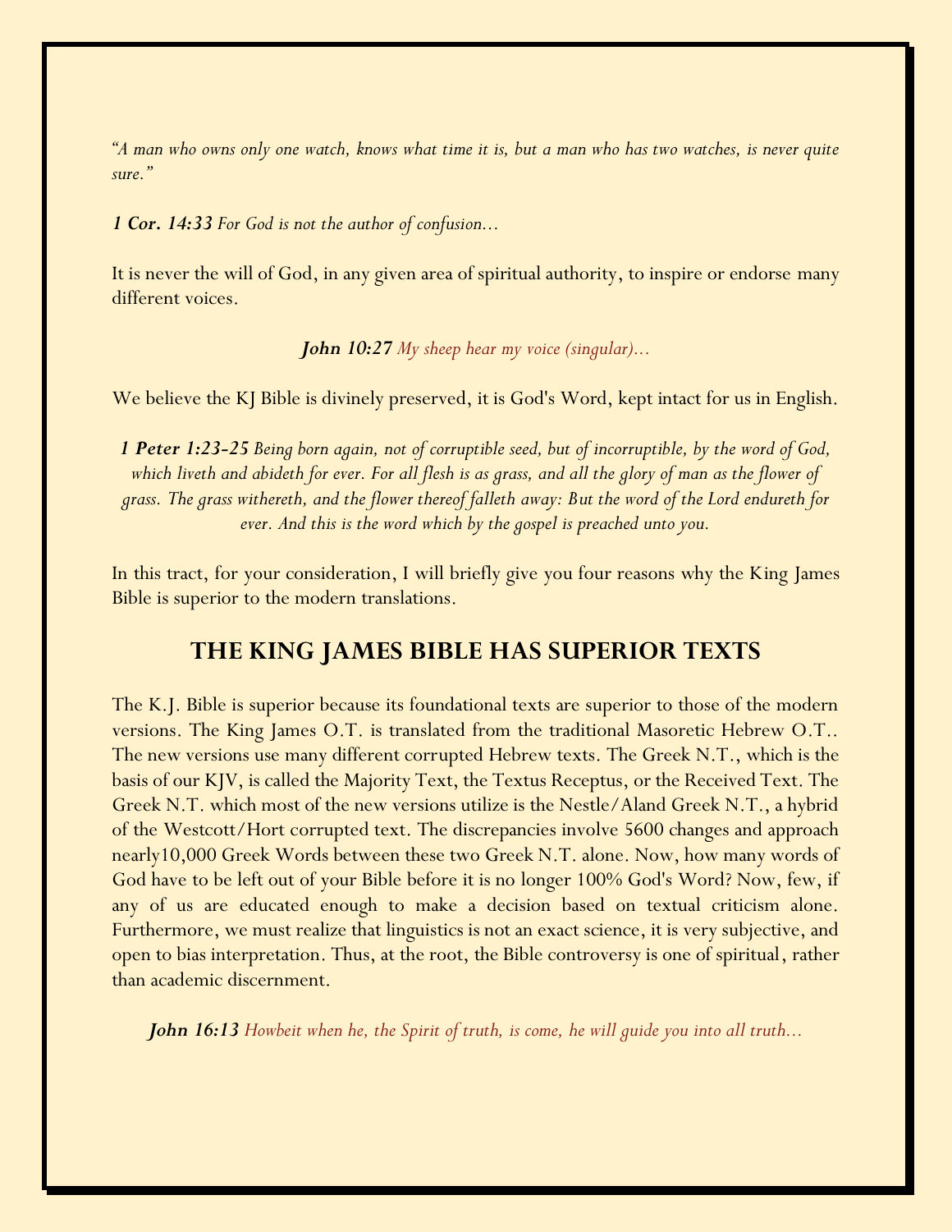*"A man who owns only one watch, knows what time it is, but a man who has two watches, is never quite sure."*

***1 Cor. 14:33*** *For God is not the author of confusion...*

It is never the will of God, in any given area of spiritual authority, to inspire or endorse many different voices.

***John 10:27*** *My sheep hear my voice (singular)...*

We believe the KJ Bible is divinely preserved, it is God's Word, kept intact for us in English.

***1 Peter 1:23-25*** *Being born again, not of corruptible seed, but of incorruptible, by the word of God, which liveth and abideth for ever. For all flesh is as grass, and all the glory of man as the flower of grass. The grass withereth, and the flower thereof falleth away: But the word of the Lord endureth for ever. And this is the word which by the gospel is preached unto you.*

In this tract, for your consideration, I will briefly give you four reasons why the King James Bible is superior to the modern translations.

## THE KING JAMES BIBLE HAS SUPERIOR TEXTS

The K.J. Bible is superior because its foundational texts are superior to those of the modern versions. The King James O.T. is translated from the traditional Masoretic Hebrew O.T.. The new versions use many different corrupted Hebrew texts. The Greek N.T., which is the basis of our KJV, is called the Majority Text, the Textus Receptus, or the Received Text. The Greek N.T. which most of the new versions utilize is the Nestle/Aland Greek N.T., a hybrid of the Westcott/Hort corrupted text. The discrepancies involve 5600 changes and approach nearly10,000 Greek Words between these two Greek N.T. alone. Now, how many words of God have to be left out of your Bible before it is no longer 100% God's Word? Now, few, if any of us are educated enough to make a decision based on textual criticism alone. Furthermore, we must realize that linguistics is not an exact science, it is very subjective, and open to bias interpretation. Thus, at the root, the Bible controversy is one of spiritual, rather than academic discernment.

***John 16:13*** *Howbeit when he, the Spirit of truth, is come, he will guide you into all truth...*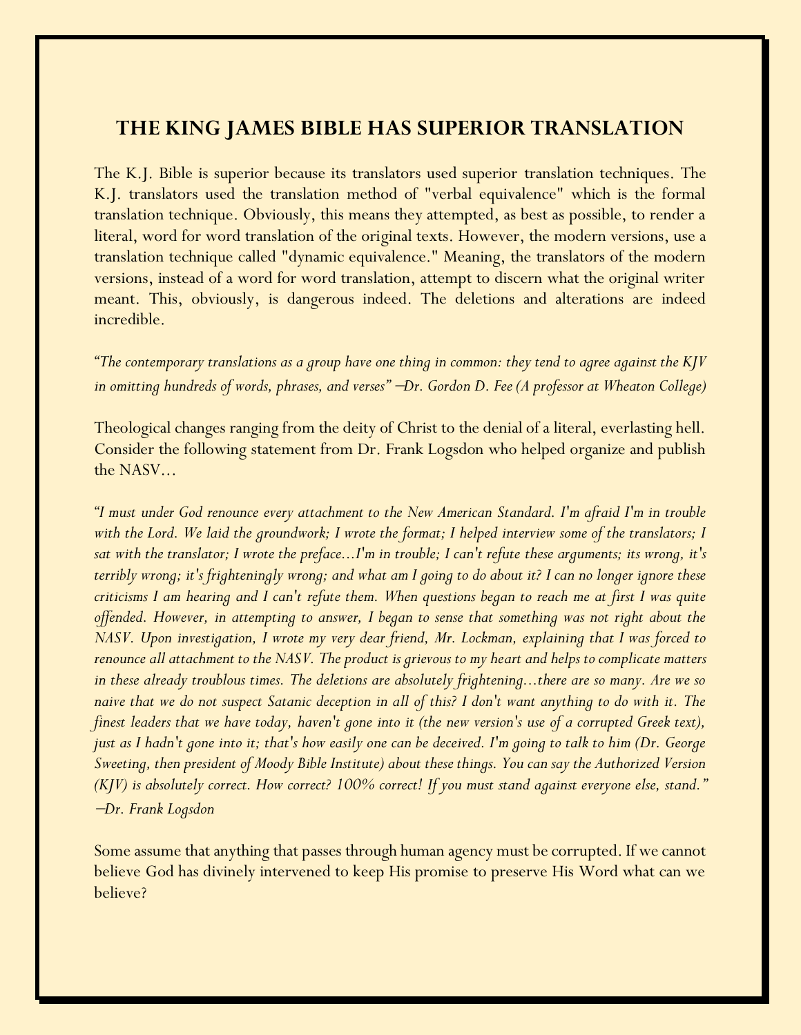# THE KING JAMES BIBLE HAS SUPERIOR TRANSLATION

The K.J. Bible is superior because its translators used superior translation techniques. The K.J. translators used the translation method of "verbal equivalence" which is the formal translation technique. Obviously, this means they attempted, as best as possible, to render a literal, word for word translation of the original texts. However, the modern versions, use a translation technique called "dynamic equivalence." Meaning, the translators of the modern versions, instead of a word for word translation, attempt to discern what the original writer meant. This, obviously, is dangerous indeed. The deletions and alterations are indeed incredible.

*"The contemporary translations as a group have one thing in common: they tend to agree against the KJV in omitting hundreds of words, phrases, and verses" –Dr. Gordon D. Fee (A professor at Wheaton College)*

Theological changes ranging from the deity of Christ to the denial of a literal, everlasting hell. Consider the following statement from Dr. Frank Logsdon who helped organize and publish the NASV…

*"I must under God renounce every attachment to the New American Standard. I'm afraid I'm in trouble with the Lord. We laid the groundwork; I wrote the format; I helped interview some of the translators; I sat with the translator; I wrote the preface…I'm in trouble; I can't refute these arguments; its wrong, it's terribly wrong; it's frighteningly wrong; and what am I going to do about it? I can no longer ignore these criticisms I am hearing and I can't refute them. When questions began to reach me at first I was quite offended. However, in attempting to answer, I began to sense that something was not right about the NASV. Upon investigation, I wrote my very dear friend, Mr. Lockman, explaining that I was forced to renounce all attachment to the NASV. The product is grievous to my heart and helps to complicate matters in these already troublous times. The deletions are absolutely frightening…there are so many. Are we so naive that we do not suspect Satanic deception in all of this? I don't want anything to do with it. The finest leaders that we have today, haven't gone into it (the new version's use of a corrupted Greek text), just as I hadn't gone into it; that's how easily one can be deceived. I'm going to talk to him (Dr. George Sweeting, then president of Moody Bible Institute) about these things. You can say the Authorized Version (KJV) is absolutely correct. How correct? 100% correct! If you must stand against everyone else, stand." –Dr. Frank Logsdon*

Some assume that anything that passes through human agency must be corrupted. If we cannot believe God has divinely intervened to keep His promise to preserve His Word what can we believe?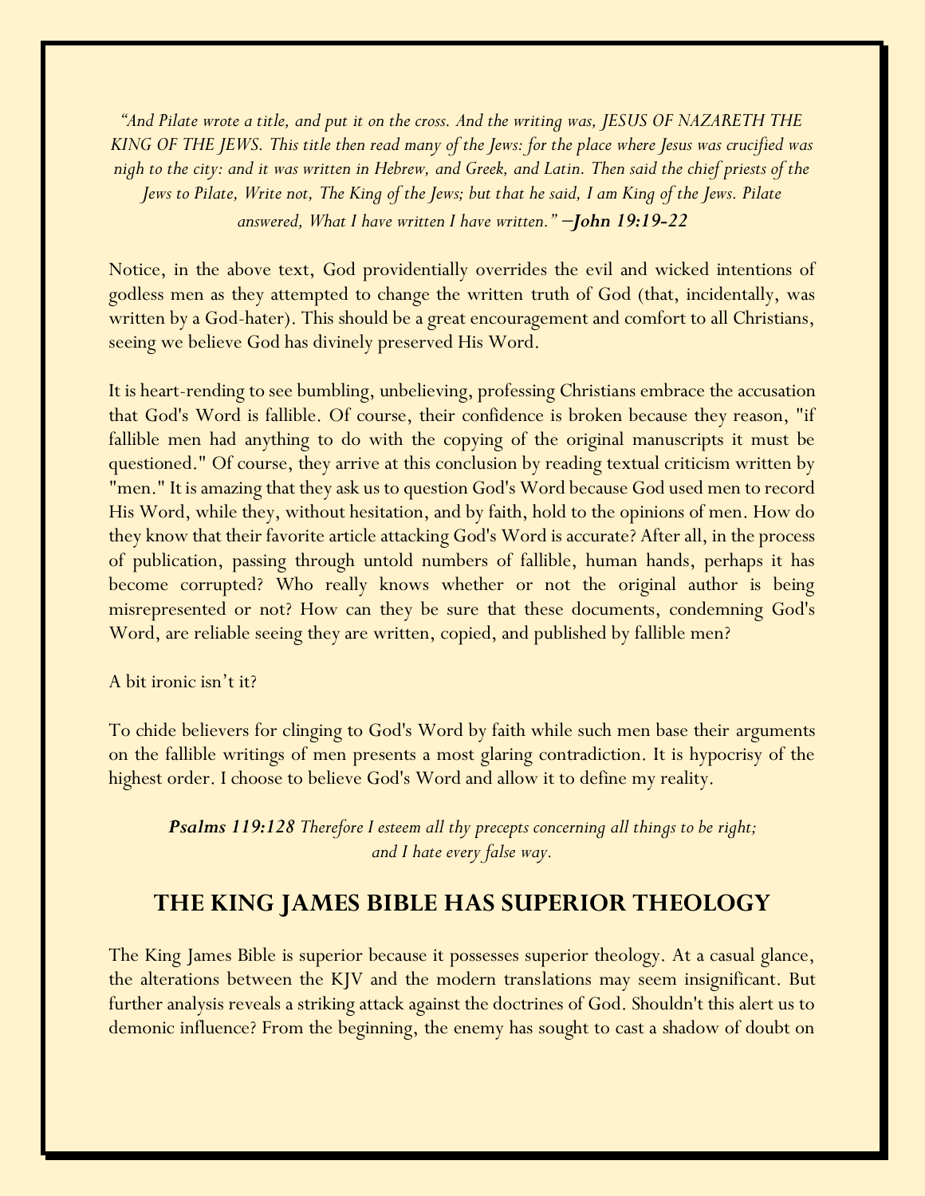*"And Pilate wrote a title, and put it on the cross. And the writing was, JESUS OF NAZARETH THE KING OF THE JEWS. This title then read many of the Jews: for the place where Jesus was crucified was nigh to the city: and it was written in Hebrew, and Greek, and Latin. Then said the chief priests of the Jews to Pilate, Write not, The King of the Jews; but that he said, I am King of the Jews. Pilate answered, What I have written I have written."* **–John 19:19-22**

Notice, in the above text, God providentially overrides the evil and wicked intentions of godless men as they attempted to change the written truth of God (that, incidentally, was written by a God-hater). This should be a great encouragement and comfort to all Christians, seeing we believe God has divinely preserved His Word.

It is heart-rending to see bumbling, unbelieving, professing Christians embrace the accusation that God's Word is fallible. Of course, their confidence is broken because they reason, "if fallible men had anything to do with the copying of the original manuscripts it must be questioned." Of course, they arrive at this conclusion by reading textual criticism written by "men." It is amazing that they ask us to question God's Word because God used men to record His Word, while they, without hesitation, and by faith, hold to the opinions of men. How do they know that their favorite article attacking God's Word is accurate? After all, in the process of publication, passing through untold numbers of fallible, human hands, perhaps it has become corrupted? Who really knows whether or not the original author is being misrepresented or not? How can they be sure that these documents, condemning God's Word, are reliable seeing they are written, copied, and published by fallible men?

A bit ironic isn't it?

To chide believers for clinging to God's Word by faith while such men base their arguments on the fallible writings of men presents a most glaring contradiction. It is hypocrisy of the highest order. I choose to believe God's Word and allow it to define my reality.

***Psalms 119:128*** *Therefore I esteem all thy precepts concerning all things to be right; and I hate every false way.*

## THE KING JAMES BIBLE HAS SUPERIOR THEOLOGY

The King James Bible is superior because it possesses superior theology. At a casual glance, the alterations between the KJV and the modern translations may seem insignificant. But further analysis reveals a striking attack against the doctrines of God. Shouldn't this alert us to demonic influence? From the beginning, the enemy has sought to cast a shadow of doubt on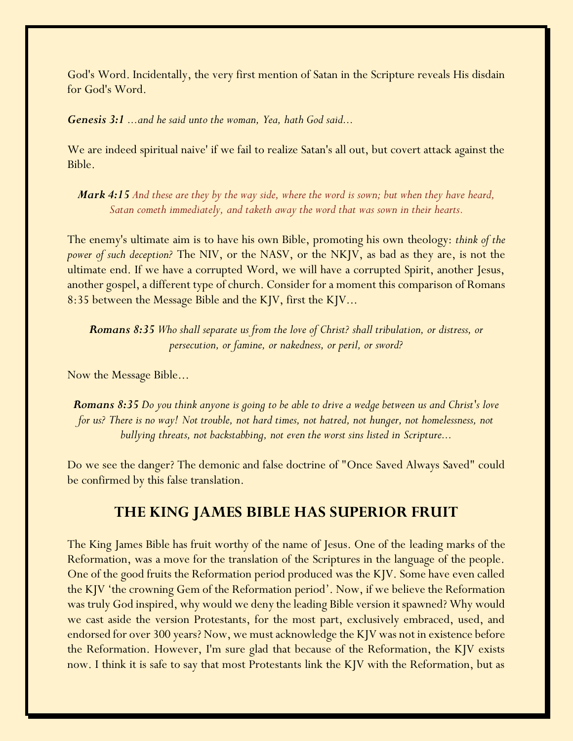God's Word. Incidentally, the very first mention of Satan in the Scripture reveals His disdain for God's Word.

***Genesis 3:1*** *...and he said unto the woman, Yea, hath God said...*

We are indeed spiritual naive' if we fail to realize Satan's all out, but covert attack against the Bible.

> ***Mark 4:15*** *And these are they by the way side, where the word is sown; but when they have heard, Satan cometh immediately, and taketh away the word that was sown in their hearts.*

The enemy's ultimate aim is to have his own Bible, promoting his own theology: *think of the power of such deception?* The NIV, or the NASV, or the NKJV, as bad as they are, is not the ultimate end. If we have a corrupted Word, we will have a corrupted Spirit, another Jesus, another gospel, a different type of church. Consider for a moment this comparison of Romans 8:35 between the Message Bible and the KJV, first the KJV...

> ***Romans 8:35*** *Who shall separate us from the love of Christ? shall tribulation, or distress, or persecution, or famine, or nakedness, or peril, or sword?*

Now the Message Bible...

> ***Romans 8:35*** *Do you think anyone is going to be able to drive a wedge between us and Christ's love for us? There is no way! Not trouble, not hard times, not hatred, not hunger, not homelessness, not bullying threats, not backstabbing, not even the worst sins listed in Scripture...*

Do we see the danger? The demonic and false doctrine of "Once Saved Always Saved" could be confirmed by this false translation.

## THE KING JAMES BIBLE HAS SUPERIOR FRUIT

The King James Bible has fruit worthy of the name of Jesus. One of the leading marks of the Reformation, was a move for the translation of the Scriptures in the language of the people. One of the good fruits the Reformation period produced was the KJV. Some have even called the KJV 'the crowning Gem of the Reformation period'. Now, if we believe the Reformation was truly God inspired, why would we deny the leading Bible version it spawned? Why would we cast aside the version Protestants, for the most part, exclusively embraced, used, and endorsed for over 300 years? Now, we must acknowledge the KJV was not in existence before the Reformation. However, I'm sure glad that because of the Reformation, the KJV exists now. I think it is safe to say that most Protestants link the KJV with the Reformation, but as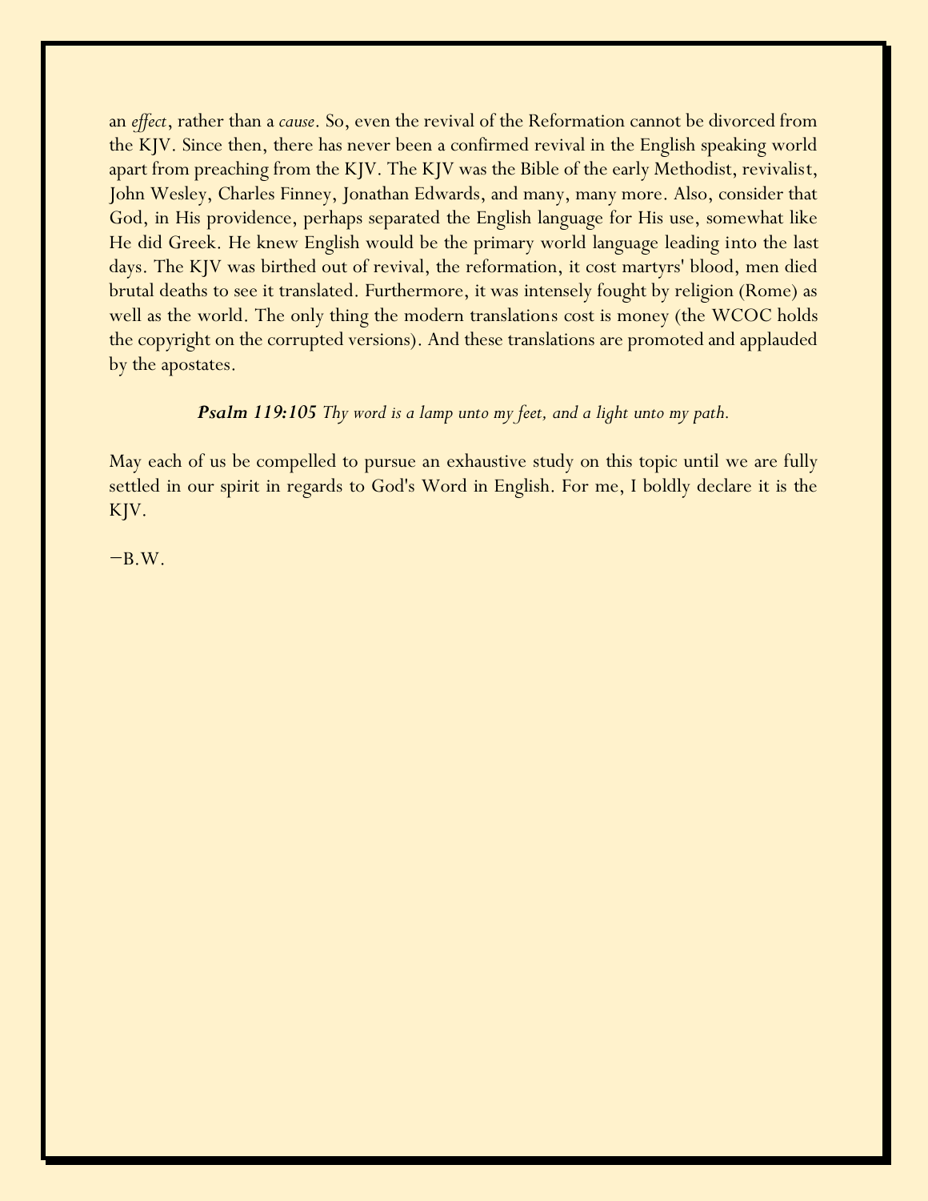an *effect*, rather than a *cause*. So, even the revival of the Reformation cannot be divorced from the KJV. Since then, there has never been a confirmed revival in the English speaking world apart from preaching from the KJV. The KJV was the Bible of the early Methodist, revivalist, John Wesley, Charles Finney, Jonathan Edwards, and many, many more. Also, consider that God, in His providence, perhaps separated the English language for His use, somewhat like He did Greek. He knew English would be the primary world language leading into the last days. The KJV was birthed out of revival, the reformation, it cost martyrs' blood, men died brutal deaths to see it translated. Furthermore, it was intensely fought by religion (Rome) as well as the world. The only thing the modern translations cost is money (the WCOC holds the copyright on the corrupted versions). And these translations are promoted and applauded by the apostates.

***Psalm 119:105*** *Thy word is a lamp unto my feet, and a light unto my path.*

May each of us be compelled to pursue an exhaustive study on this topic until we are fully settled in our spirit in regards to God's Word in English. For me, I boldly declare it is the KJV.

—B.W.